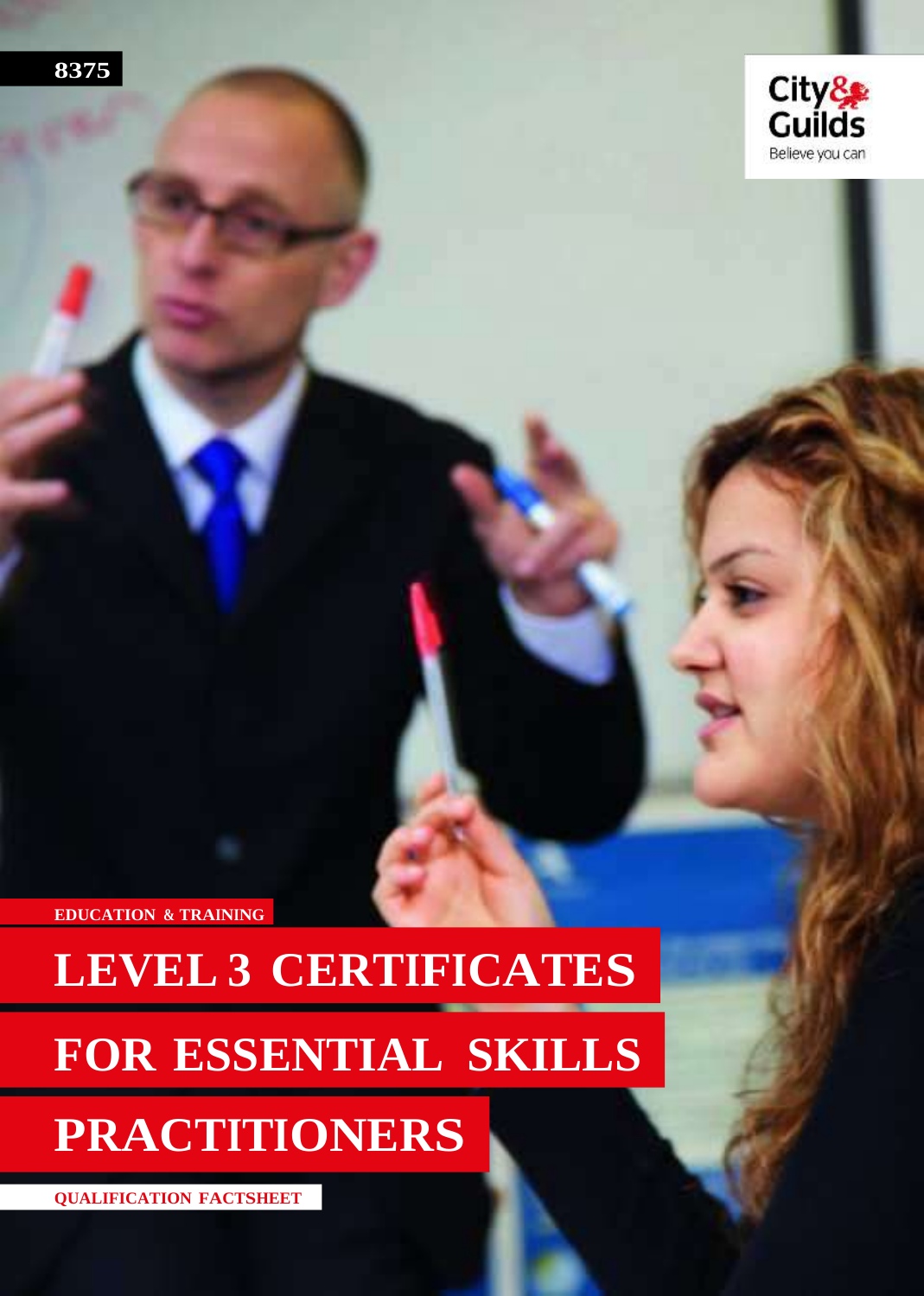8375

City & Guilds
Believe you can

EDUCATION & TRAINING

# LEVEL 3 CERTIFICATES FOR ESSENTIAL SKILLS PRACTITIONERS

QUALIFICATION FACTSHEET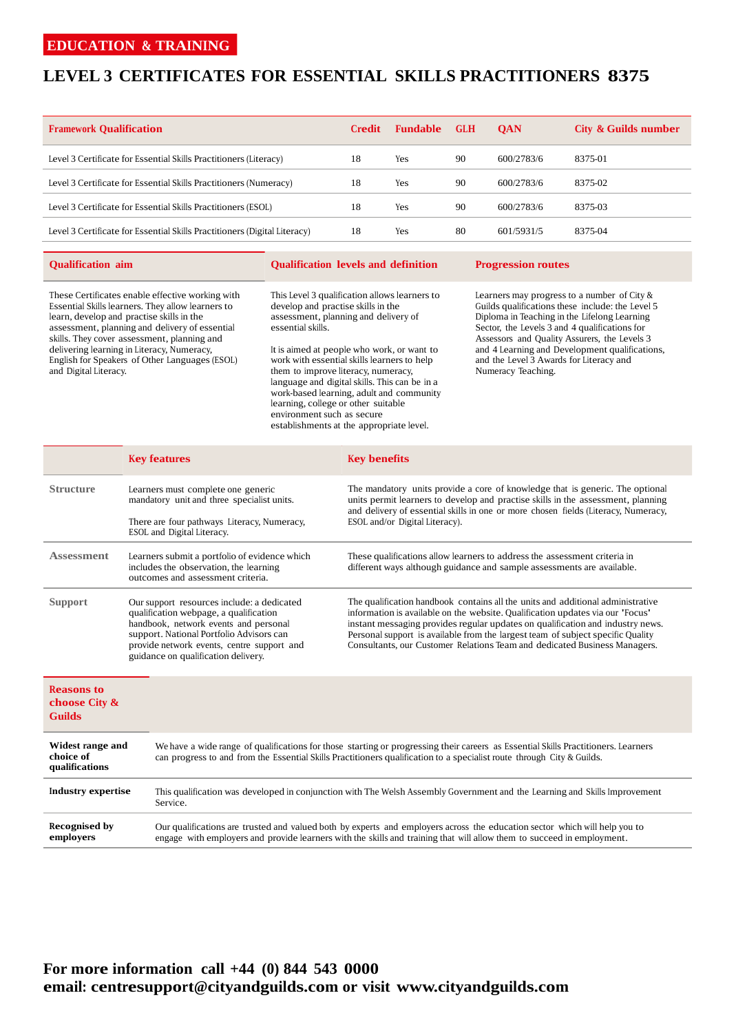EDUCATION & TRAINING

# LEVEL 3 CERTIFICATES FOR ESSENTIAL SKILLS PRACTITIONERS 8375

| Framework Qualification | Credit | Fundable | GLH | QAN | City & Guilds number |
|---|---|---|---|---|---|
| Level 3 Certificate for Essential Skills Practitioners (Literacy) | 18 | Yes | 90 | 600/2783/6 | 8375-01 |
| Level 3 Certificate for Essential Skills Practitioners (Numeracy) | 18 | Yes | 90 | 600/2783/6 | 8375-02 |
| Level 3 Certificate for Essential Skills Practitioners (ESOL) | 18 | Yes | 90 | 600/2783/6 | 8375-03 |
| Level 3 Certificate for Essential Skills Practitioners (Digital Literacy) | 18 | Yes | 80 | 601/5931/5 | 8375-04 |

## Qualification aim

These Certificates enable effective working with Essential Skills learners. They allow learners to learn, develop and practise skills in the assessment, planning and delivery of essential skills. They cover assessment, planning and delivering learning in Literacy, Numeracy, English for Speakers of Other Languages (ESOL) and Digital Literacy.

## Qualification levels and definition

This Level 3 qualification allows learners to develop and practise skills in the assessment, planning and delivery of essential skills.

It is aimed at people who work, or want to work with essential skills learners to help them to improve literacy, numeracy, language and digital skills. This can be in a work-based learning, adult and community learning, college or other suitable environment such as secure establishments at the appropriate level.

## Progression routes

Learners may progress to a number of City & Guilds qualifications these include: the Level 5 Diploma in Teaching in the Lifelong Learning Sector, the Levels 3 and 4 qualifications for Assessors and Quality Assurers, the Levels 3 and 4 Learning and Development qualifications, and the Level 3 Awards for Literacy and Numeracy Teaching.

| | Key features | Key benefits |
|---|---|---|
| Structure | Learners must complete one generic mandatory unit and three specialist units.<br><br>There are four pathways Literacy, Numeracy, ESOL and Digital Literacy. | The mandatory units provide a core of knowledge that is generic. The optional units permit learners to develop and practise skills in the assessment, planning and delivery of essential skills in one or more chosen fields (Literacy, Numeracy, ESOL and/or Digital Literacy). |
| Assessment | Learners submit a portfolio of evidence which includes the observation, the learning outcomes and assessment criteria. | These qualifications allow learners to address the assessment criteria in different ways although guidance and sample assessments are available. |
| Support | Our support resources include: a dedicated qualification webpage, a qualification handbook, network events and personal support. National Portfolio Advisors can provide network events, centre support and guidance on qualification delivery. | The qualification handbook contains all the units and additional administrative information is available on the website. Qualification updates via our 'Focus' instant messaging provides regular updates on qualification and industry news. Personal support is available from the largest team of subject specific Quality Consultants, our Customer Relations Team and dedicated Business Managers. |

## Reasons to choose City & Guilds

| | |
|---|---|
| **Widest range and choice of qualifications** | We have a wide range of qualifications for those starting or progressing their careers as Essential Skills Practitioners. Learners can progress to and from the Essential Skills Practitioners qualification to a specialist route through City & Guilds. |
| **Industry expertise** | This qualification was developed in conjunction with The Welsh Assembly Government and the Learning and Skills Improvement Service. |
| **Recognised by employers** | Our qualifications are trusted and valued both by experts and employers across the education sector which will help you to engage with employers and provide learners with the skills and training that will allow them to succeed in employment. |

**For more information call +44 (0) 844 543 0000**
**email: centresupport@cityandguilds.com or visit www.cityandguilds.com**